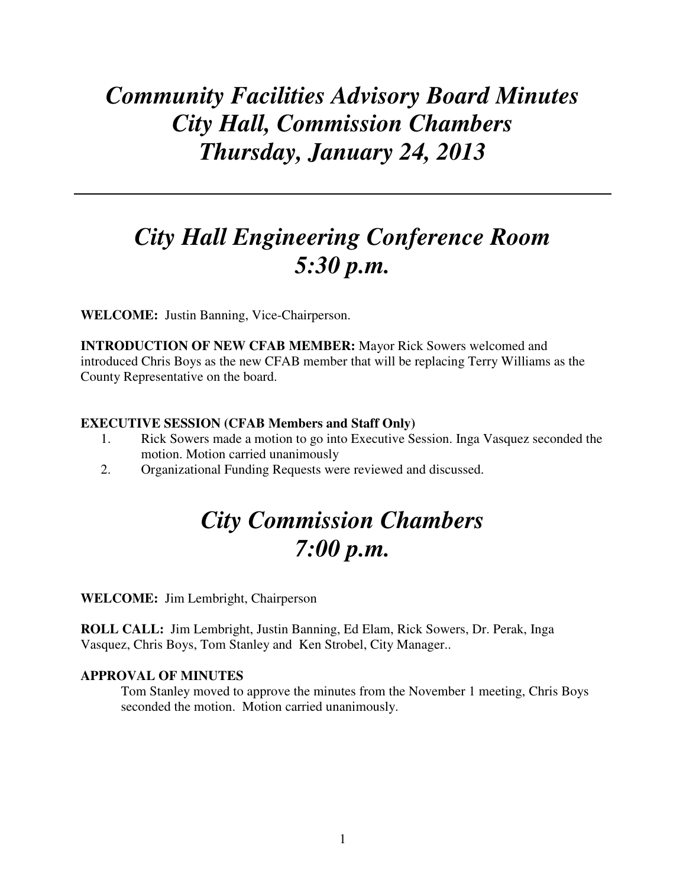# *Community Facilities Advisory Board Minutes*
# *City Hall, Commission Chambers*
# *Thursday, January 24, 2013*

---

## *City Hall Engineering Conference Room*
## *5:30 p.m.*

**WELCOME:** Justin Banning, Vice-Chairperson.

**INTRODUCTION OF NEW CFAB MEMBER:** Mayor Rick Sowers welcomed and introduced Chris Boys as the new CFAB member that will be replacing Terry Williams as the County Representative on the board.

**EXECUTIVE SESSION (CFAB Members and Staff Only)**

1. Rick Sowers made a motion to go into Executive Session. Inga Vasquez seconded the motion. Motion carried unanimously
2. Organizational Funding Requests were reviewed and discussed.

## *City Commission Chambers*
## *7:00 p.m.*

**WELCOME:** Jim Lembright, Chairperson

**ROLL CALL:** Jim Lembright, Justin Banning, Ed Elam, Rick Sowers, Dr. Perak, Inga Vasquez, Chris Boys, Tom Stanley and Ken Strobel, City Manager..

**APPROVAL OF MINUTES**

Tom Stanley moved to approve the minutes from the November 1 meeting, Chris Boys seconded the motion. Motion carried unanimously.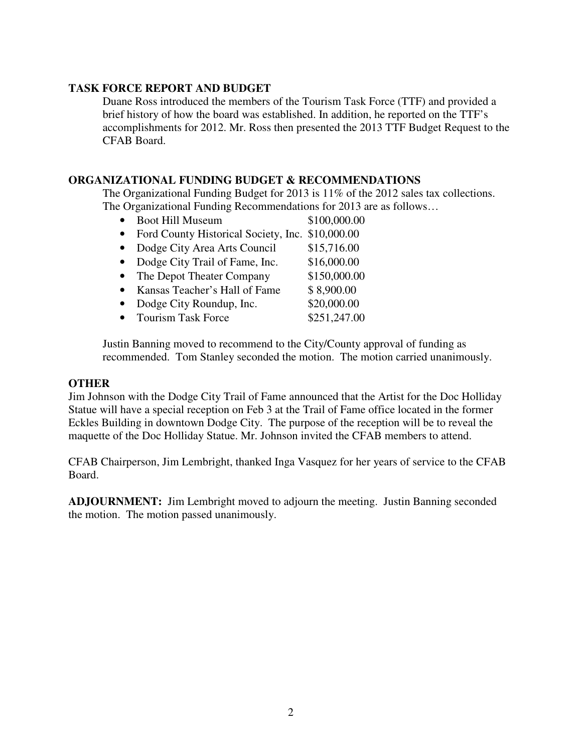**TASK FORCE REPORT AND BUDGET**

Duane Ross introduced the members of the Tourism Task Force (TTF) and provided a brief history of how the board was established. In addition, he reported on the TTF's accomplishments for 2012. Mr. Ross then presented the 2013 TTF Budget Request to the CFAB Board.

**ORGANIZATIONAL FUNDING BUDGET & RECOMMENDATIONS**

The Organizational Funding Budget for 2013 is 11% of the 2012 sales tax collections. The Organizational Funding Recommendations for 2013 are as follows…

- Boot Hill Museum $100,000.00
- Ford County Historical Society, Inc. $10,000.00
- Dodge City Area Arts Council $15,716.00
- Dodge City Trail of Fame, Inc. $16,000.00
- The Depot Theater Company $150,000.00
- Kansas Teacher's Hall of Fame $ 8,900.00
- Dodge City Roundup, Inc. $20,000.00
- Tourism Task Force $251,247.00

Justin Banning moved to recommend to the City/County approval of funding as recommended. Tom Stanley seconded the motion. The motion carried unanimously.

**OTHER**

Jim Johnson with the Dodge City Trail of Fame announced that the Artist for the Doc Holliday Statue will have a special reception on Feb 3 at the Trail of Fame office located in the former Eckles Building in downtown Dodge City. The purpose of the reception will be to reveal the maquette of the Doc Holliday Statue. Mr. Johnson invited the CFAB members to attend.

CFAB Chairperson, Jim Lembright, thanked Inga Vasquez for her years of service to the CFAB Board.

**ADJOURNMENT:** Jim Lembright moved to adjourn the meeting. Justin Banning seconded the motion. The motion passed unanimously.